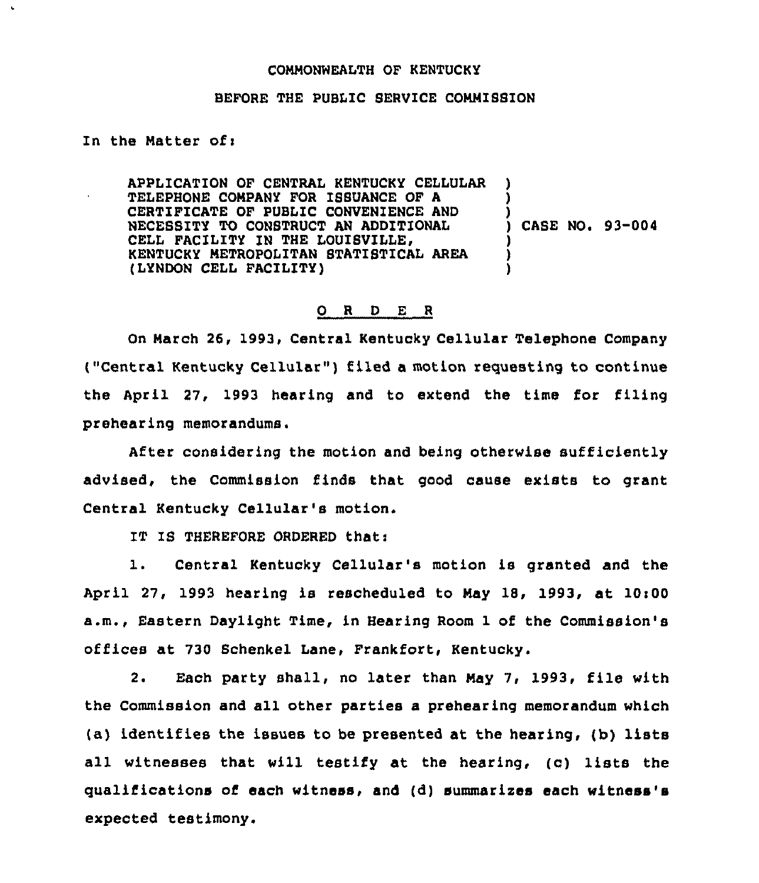COMMONWEALTH OF KENTUCKY

BEFORE THE PUBLIC SERVICE COMMISSION

In the Matter of:

APPLICATION OF CENTRAL KENTUCKY CELLULAR TELEPHONE COMPANY FOR ISSUANCE OF A CERTIFICATE OF PUBLIC CONVENIENCE AND NECESSITY TO CONSTRUCT AN ADDITIONAL CELL FACILITY IN THE LOUISVILLE, KENTUCKY METROPOLITAN STATISTICAL AREA (LYNDON CELL FACILITY) ) CASE NO. 93-004

O R D E R

On March 26, 1993, Central Kentucky Cellular Telephone Company ("Central Kentucky Cellular") filed a motion requesting to continue the April 27, 1993 hearing and to extend the time for filing prehearing memorandums.

After considering the motion and being otherwise sufficiently advised, the Commission finds that good cause exists to grant Central Kentucky Cellular's motion.

IT IS THEREFORE ORDERED that:

1. Central Kentucky Cellular's motion is granted and the April 27, 1993 hearing is rescheduled to May 18, 1993, at 10:00 a.m., Eastern Daylight Time, in Hearing Room 1 of the Commission's offices at 730 Schenkel Lane, Frankfort, Kentucky.

2. Each party shall, no later than May 7, 1993, file with the Commission and all other parties a prehearing memorandum which (a) identifies the issues to be presented at the hearing, (b) lists all witnesses that will testify at the hearing, (c) lists the qualifications of each witness, and (d) summarizes each witness's expected testimony.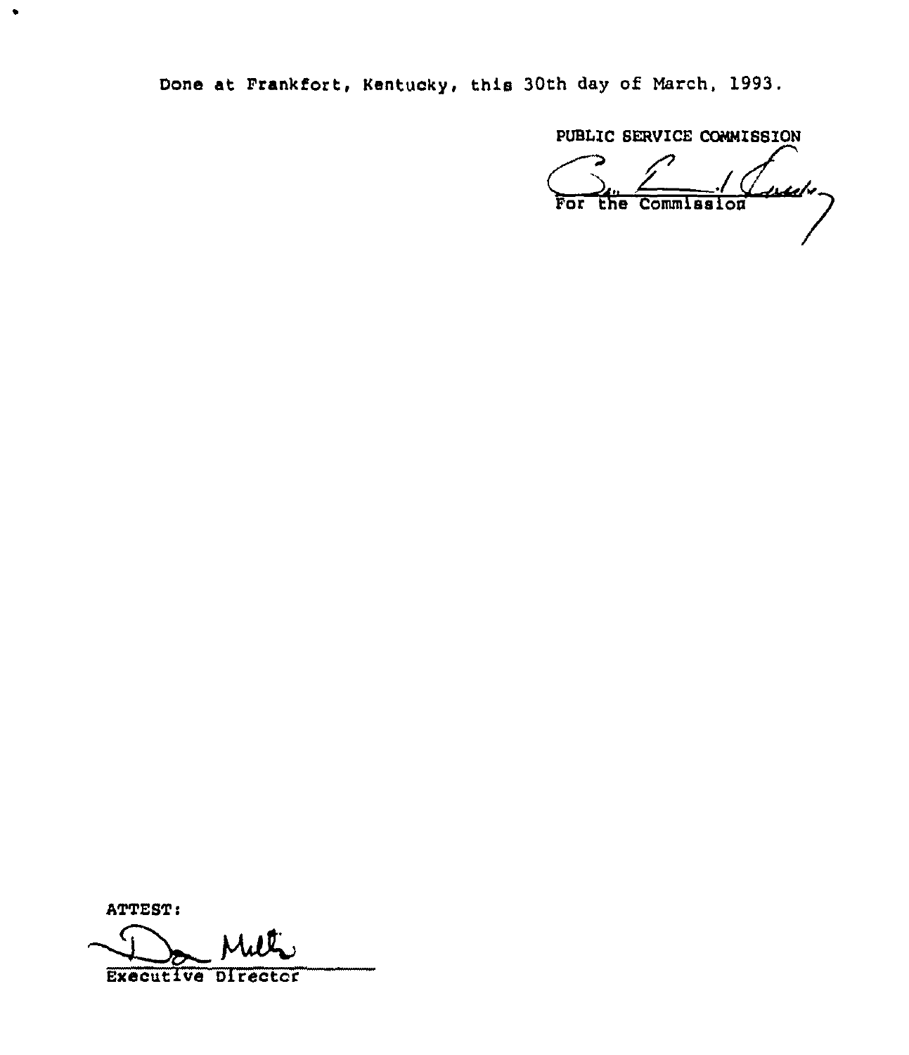Done at Frankfort, Kentucky, this 30th day of March, 1993.

PUBLIC SERVICE COMMISSION

For the Commission

ATTEST:

Executive Director